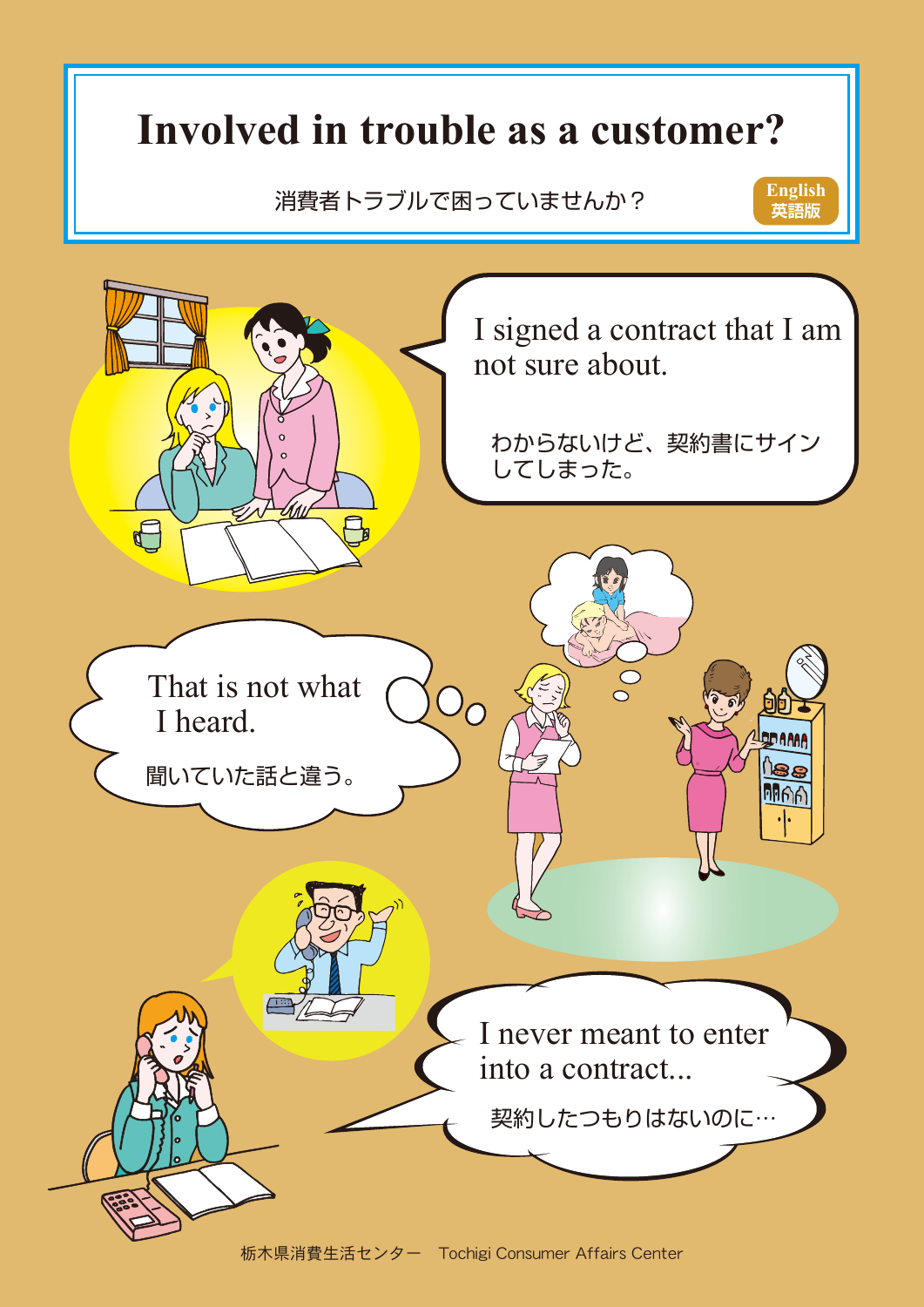# Involved in trouble as a customer?

消費者トラブルで困っていませんか？

English 英語版

I signed a contract that I am not sure about.

わからないけど、契約書にサインしてしまった。

That is not what I heard.

聞いていた話と違う。

I never meant to enter into a contract...

契約したつもりはないのに…

栃木県消費生活センター　Tochigi Consumer Affairs Center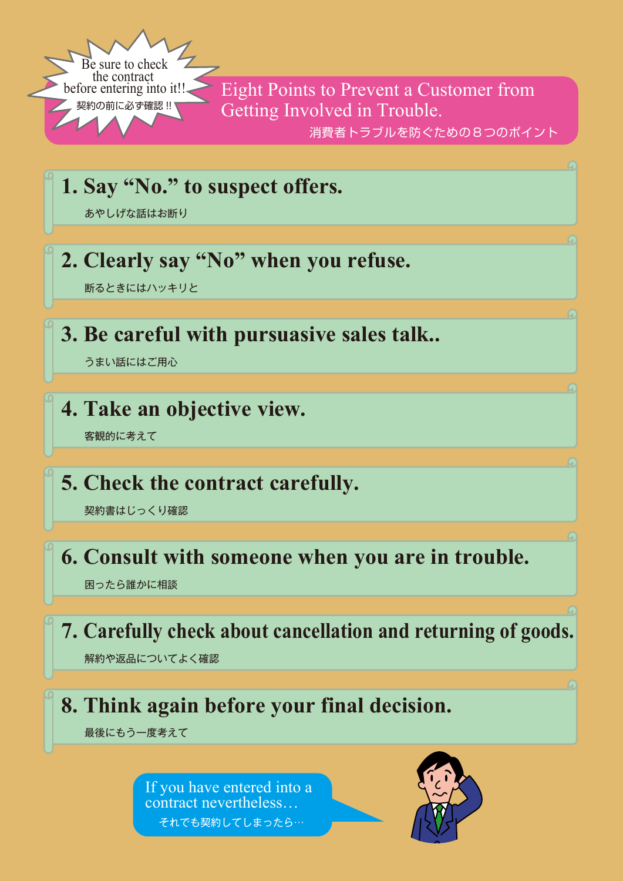Be sure to check the contract before entering into it!!
契約の前に必ず確認 !!

# Eight Points to Prevent a Customer from Getting Involved in Trouble.

消費者トラブルを防ぐための８つのポイント

## 1. Say “No.” to suspect offers.

あやしげな話はお断り

## 2. Clearly say “No” when you refuse.

断るときにはハッキリと

## 3. Be careful with pursuasive sales talk..

うまい話にはご用心

## 4. Take an objective view.

客観的に考えて

## 5. Check the contract carefully.

契約書はじっくり確認

## 6. Consult with someone when you are in trouble.

困ったら誰かに相談

## 7. Carefully check about cancellation and returning of goods.

解約や返品についてよく確認

## 8. Think again before your final decision.

最後にもう一度考えて

If you have entered into a contract nevertheless…

それでも契約してしまったら…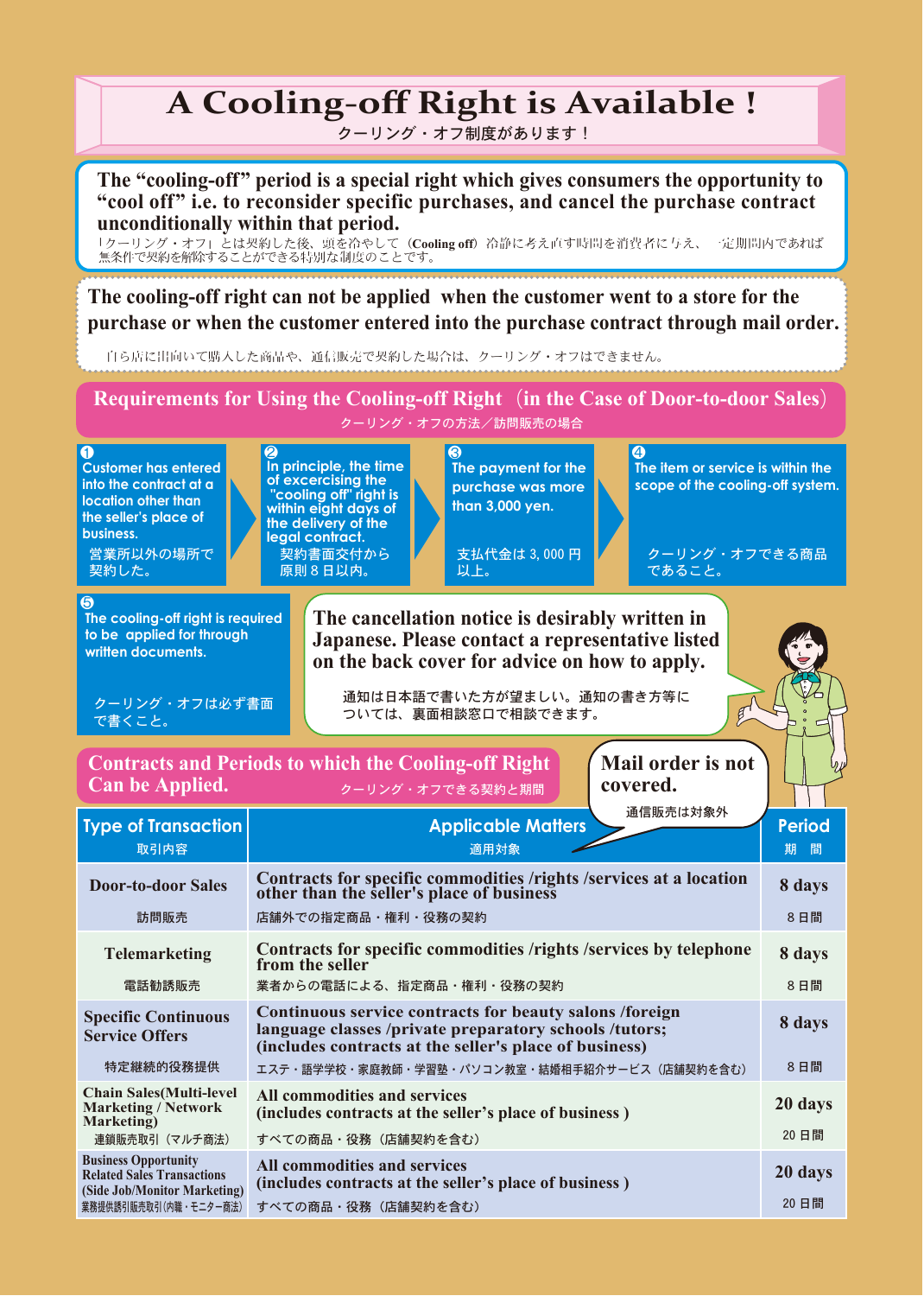# A Cooling-off Right is Available !

クーリング・オフ制度があります！

**The “cooling-off” period is a special right which gives consumers the opportunity to “cool off” i.e. to reconsider specific purchases, and cancel the purchase contract unconditionally within that period.**

「クーリング・オフ」とは契約した後、頭を冷やして（Cooling off）冷静に考え直す時間を消費者に与え、一定期間内であれば無条件で契約を解除することができる特別な制度のことです。

**The cooling-off right can not be applied when the customer went to a store for the purchase or when the customer entered into the purchase contract through mail order.**

自ら店に出向いて購入した商品や、通信販売で契約した場合は、クーリング・オフはできません。

## Requirements for Using the Cooling-off Right（in the Case of Door-to-door Sales）

クーリング・オフの方法／訪問販売の場合

1. Customer has entered into the contract at a location other than the seller's place of business.
   営業所以外の場所で契約した。
2. In principle, the time of excercising the "cooling off" right is within eight days of the delivery of the legal contract.
   契約書面交付から原則８日以内。
3. The payment for the purchase was more than 3,000 yen.
   支払代金は 3, 000 円以上。
4. The item or service is within the scope of the cooling-off system.
   クーリング・オフできる商品であること。
5. The cooling-off right is required to be applied for through written documents.
   クーリング・オフは必ず書面で書くこと。

**The cancellation notice is desirably written in Japanese. Please contact a representative listed on the back cover for advice on how to apply.**

通知は日本語で書いた方が望ましい。通知の書き方等については、裏面相談窓口で相談できます。

## Contracts and Periods to which the Cooling-off Right Can be Applied.

クーリング・オフできる契約と期間

**Mail order is not covered.**

通信販売は対象外

| Type of Transaction<br>取引内容 | Applicable Matters<br>適用対象 | Period<br>期　間 |
|---|---|---|
| **Door-to-door Sales**<br>訪問販売 | **Contracts for specific commodities /rights /services at a location other than the seller's place of business**<br>店舗外での指定商品・権利・役務の契約 | **8 days**<br>８日間 |
| **Telemarketing**<br>電話勧誘販売 | **Contracts for specific commodities /rights /services by telephone from the seller**<br>業者からの電話による、指定商品・権利・役務の契約 | **8 days**<br>８日間 |
| **Specific Continuous Service Offers**<br>特定継続的役務提供 | **Continuous service contracts for beauty salons /foreign language classes /private preparatory schools /tutors; (includes contracts at the seller's place of business)**<br>エステ・語学学校・家庭教師・学習塾・パソコン教室・結婚相手紹介サービス（店舗契約を含む） | **8 days**<br>８日間 |
| **Chain Sales(Multi-level Marketing / Network Marketing)**<br>連鎖販売取引（マルチ商法） | **All commodities and services (includes contracts at the seller’s place of business )**<br>すべての商品・役務（店舗契約を含む） | **20 days**<br>20 日間 |
| **Business Opportunity Related Sales Transactions (Side Job/Monitor Marketing)**<br>業務提供誘引販売取引（内職・モニター商法） | **All commodities and services (includes contracts at the seller’s place of business )**<br>すべての商品・役務（店舗契約を含む） | **20 days**<br>20 日間 |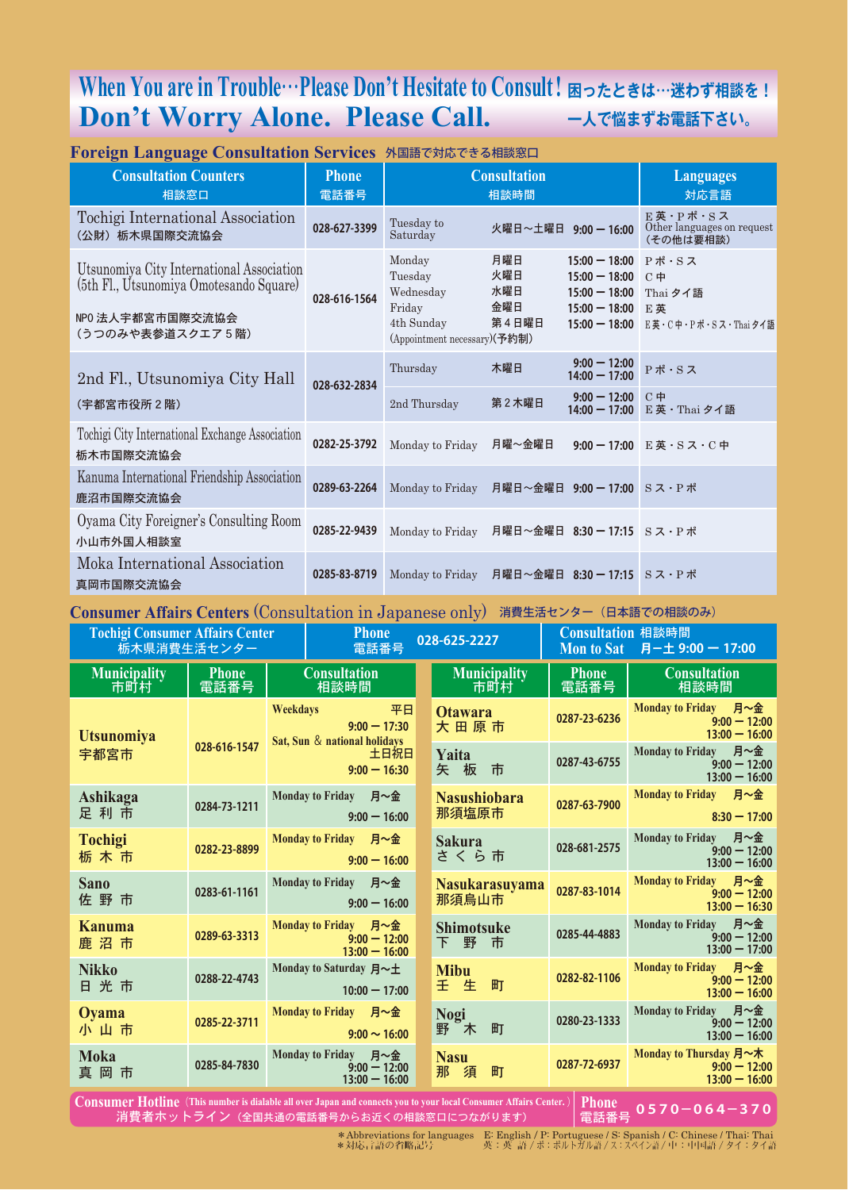# When You are in Trouble…Please Don't Hesitate to Consult! 困ったときは…迷わず相談を！

# Don't Worry Alone. Please Call. 一人で悩まずお電話下さい。

## Foreign Language Consultation Services 外国語で対応できる相談窓口

| Consultation Counters 相談窓口 | Phone 電話番号 | Consultation 相談時間 | | | Languages 対応言語 |
|---|---|---|---|---|---|
| Tochigi International Association （公財）栃木県国際交流協会 | 028-627-3399 | Tuesday to Saturday | 火曜日～土曜日 | 9:00 ― 16:00 | E 英・P ポ・S ス Other languages on request（その他は要相談） |
| Utsunomiya City International Association (5th Fl., Utsunomiya Omotesando Square) NPO 法人宇都宮市国際交流協会（うつのみや表参道スクエア５階） | 028-616-1564 | Monday | 月曜日 | 15:00 ― 18:00 | P ポ・S ス |
| | | Tuesday | 火曜日 | 15:00 ― 18:00 | C 中 |
| | | Wednesday | 水曜日 | 15:00 ― 18:00 | Thai タイ語 |
| | | Friday | 金曜日 | 15:00 ― 18:00 | E 英 |
| | | 4th Sunday (Appointment necessary)(予約制) | 第４日曜日 | 15:00 ― 18:00 | E 英・C 中・P ポ・S ス・Thai タイ語 |
| 2nd Fl., Utsunomiya City Hall（宇都宮市役所２階） | 028-632-2834 | Thursday | 木曜日 | 9:00 ― 12:00 14:00 ― 17:00 | P ポ・S ス |
| | | 2nd Thursday | 第２木曜日 | 9:00 ― 12:00 14:00 ― 17:00 | C 中 E 英・Thai タイ語 |
| Tochigi City International Exchange Association 栃木市国際交流協会 | 0282-25-3792 | Monday to Friday | 月曜～金曜日 | 9:00 ― 17:00 | E 英・S ス・C 中 |
| Kanuma International Friendship Association 鹿沼市国際交流協会 | 0289-63-2264 | Monday to Friday | 月曜日～金曜日 | 9:00 ― 17:00 | S ス・P ポ |
| Oyama City Foreigner's Consulting Room 小山市外国人相談室 | 0285-22-9439 | Monday to Friday | 月曜日～金曜日 | 8:30 ― 17:15 | S ス・P ポ |
| Moka International Association 真岡市国際交流協会 | 0285-83-8719 | Monday to Friday | 月曜日～金曜日 | 8:30 ― 17:15 | S ス・P ポ |

## Consumer Affairs Centers (Consultation in Japanese only) 消費生活センター（日本語での相談のみ）

| Tochigi Consumer Affairs Center 栃木県消費生活センター | Phone 電話番号 | Consultation 相談時間 |
|---|---|---|
| | 028-625-2227 | Mon to Sat 月ー土 9:00 ― 17:00 |

| Municipality 市町村 | Phone 電話番号 | Consultation 相談時間 |
|---|---|---|
| Utsunomiya 宇都宮市 | 028-616-1547 | Weekdays 平日 9:00 ― 17:30 / Sat, Sun & national holidays 土日祝日 9:00 ― 16:30 |
| Ashikaga 足利市 | 0284-73-1211 | Monday to Friday 月～金 9:00 ― 16:00 |
| Tochigi 栃木市 | 0282-23-8899 | Monday to Friday 月～金 9:00 ― 16:00 |
| Sano 佐野市 | 0283-61-1161 | Monday to Friday 月～金 9:00 ― 16:00 |
| Kanuma 鹿沼市 | 0289-63-3313 | Monday to Friday 月～金 9:00 ― 12:00 13:00 ― 16:00 |
| Nikko 日光市 | 0288-22-4743 | Monday to Saturday 月～土 10:00 ― 17:00 |
| Oyama 小山市 | 0285-22-3711 | Monday to Friday 月～金 9:00 ― 16:00 |
| Moka 真岡市 | 0285-84-7830 | Monday to Friday 月～金 9:00 ― 12:00 13:00 ― 16:00 |
| Otawara 大田原市 | 0287-23-6236 | Monday to Friday 月～金 9:00 ― 12:00 13:00 ― 16:00 |
| Yaita 矢板市 | 0287-43-6755 | Monday to Friday 月～金 9:00 ― 12:00 13:00 ― 16:00 |
| Nasushiobara 那須塩原市 | 0287-63-7900 | Monday to Friday 月～金 8:30 ― 17:00 |
| Sakura さくら市 | 028-681-2575 | Monday to Friday 月～金 9:00 ― 12:00 13:00 ― 16:00 |
| Nasukarasuyama 那須烏山市 | 0287-83-1014 | Monday to Friday 月～金 9:00 ― 12:00 13:00 ― 16:30 |
| Shimotsuke 下野市 | 0285-44-4883 | Monday to Friday 月～金 9:00 ― 12:00 13:00 ― 17:00 |
| Mibu 壬生町 | 0282-82-1106 | Monday to Friday 月～金 9:00 ― 12:00 13:00 ― 16:00 |
| Nogi 野木町 | 0280-23-1333 | Monday to Friday 月～金 9:00 ― 12:00 13:00 ― 16:00 |
| Nasu 那須町 | 0287-72-6937 | Monday to Thursday 月～木 9:00 ― 12:00 13:00 ― 16:00 |

**Consumer Hotline** (This number is dialable all over Japan and connects you to your local Consumer Affairs Center.) 消費者ホットライン（全国共通の電話番号からお近くの相談窓口につながります）
Phone 電話番号 **0570-064-370**

＊Abbreviations for languages E: English / P: Portuguese / S: Spanish / C: Chinese / Thai: Thai
＊対応言語の省略記号 英：英語 / ポ：ポルトガル語 / ス：スペイン語 / 中：中国語 / タイ：タイ語